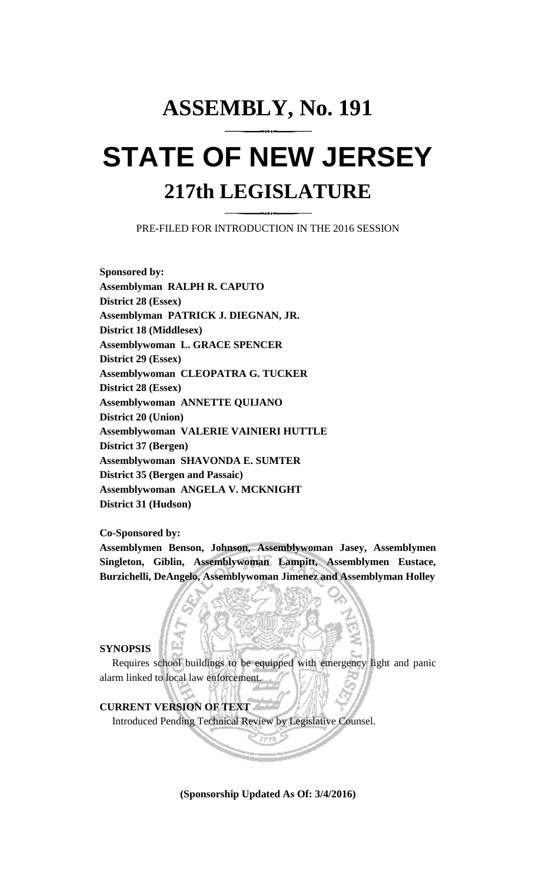# ASSEMBLY, No. 191

# STATE OF NEW JERSEY

## 217th LEGISLATURE

PRE-FILED FOR INTRODUCTION IN THE 2016 SESSION

**Sponsored by:**
**Assemblyman RALPH R. CAPUTO**
**District 28 (Essex)**
**Assemblyman PATRICK J. DIEGNAN, JR.**
**District 18 (Middlesex)**
**Assemblywoman L. GRACE SPENCER**
**District 29 (Essex)**
**Assemblywoman CLEOPATRA G. TUCKER**
**District 28 (Essex)**
**Assemblywoman ANNETTE QUIJANO**
**District 20 (Union)**
**Assemblywoman VALERIE VAINIERI HUTTLE**
**District 37 (Bergen)**
**Assemblywoman SHAVONDA E. SUMTER**
**District 35 (Bergen and Passaic)**
**Assemblywoman ANGELA V. MCKNIGHT**
**District 31 (Hudson)**

**Co-Sponsored by:**
**Assemblymen Benson, Johnson, Assemblywoman Jasey, Assemblymen Singleton, Giblin, Assemblywoman Lampitt, Assemblymen Eustace, Burzichelli, DeAngelo, Assemblywoman Jimenez and Assemblyman Holley**

**SYNOPSIS**

Requires school buildings to be equipped with emergency light and panic alarm linked to local law enforcement.

**CURRENT VERSION OF TEXT**

Introduced Pending Technical Review by Legislative Counsel.

**(Sponsorship Updated As Of: 3/4/2016)**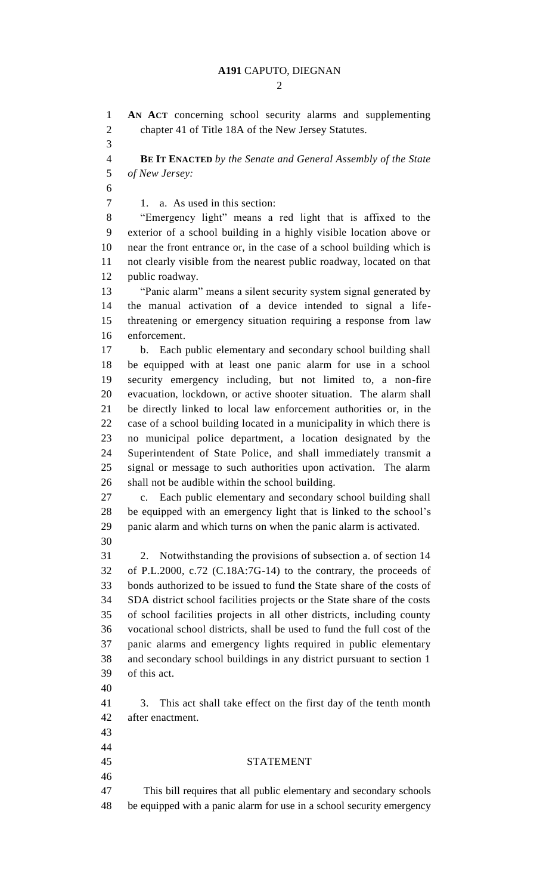**AN ACT** concerning school security alarms and supplementing chapter 41 of Title 18A of the New Jersey Statutes.

**BE IT ENACTED** *by the Senate and General Assembly of the State of New Jersey:*

1. a. As used in this section:

"Emergency light" means a red light that is affixed to the exterior of a school building in a highly visible location above or near the front entrance or, in the case of a school building which is not clearly visible from the nearest public roadway, located on that public roadway.

"Panic alarm" means a silent security system signal generated by the manual activation of a device intended to signal a life-threatening or emergency situation requiring a response from law enforcement.

b. Each public elementary and secondary school building shall be equipped with at least one panic alarm for use in a school security emergency including, but not limited to, a non-fire evacuation, lockdown, or active shooter situation. The alarm shall be directly linked to local law enforcement authorities or, in the case of a school building located in a municipality in which there is no municipal police department, a location designated by the Superintendent of State Police, and shall immediately transmit a signal or message to such authorities upon activation. The alarm shall not be audible within the school building.

c. Each public elementary and secondary school building shall be equipped with an emergency light that is linked to the school's panic alarm and which turns on when the panic alarm is activated.

2. Notwithstanding the provisions of subsection a. of section 14 of P.L.2000, c.72 (C.18A:7G-14) to the contrary, the proceeds of bonds authorized to be issued to fund the State share of the costs of SDA district school facilities projects or the State share of the costs of school facilities projects in all other districts, including county vocational school districts, shall be used to fund the full cost of the panic alarms and emergency lights required in public elementary and secondary school buildings in any district pursuant to section 1 of this act.

3. This act shall take effect on the first day of the tenth month after enactment.

## STATEMENT

This bill requires that all public elementary and secondary schools be equipped with a panic alarm for use in a school security emergency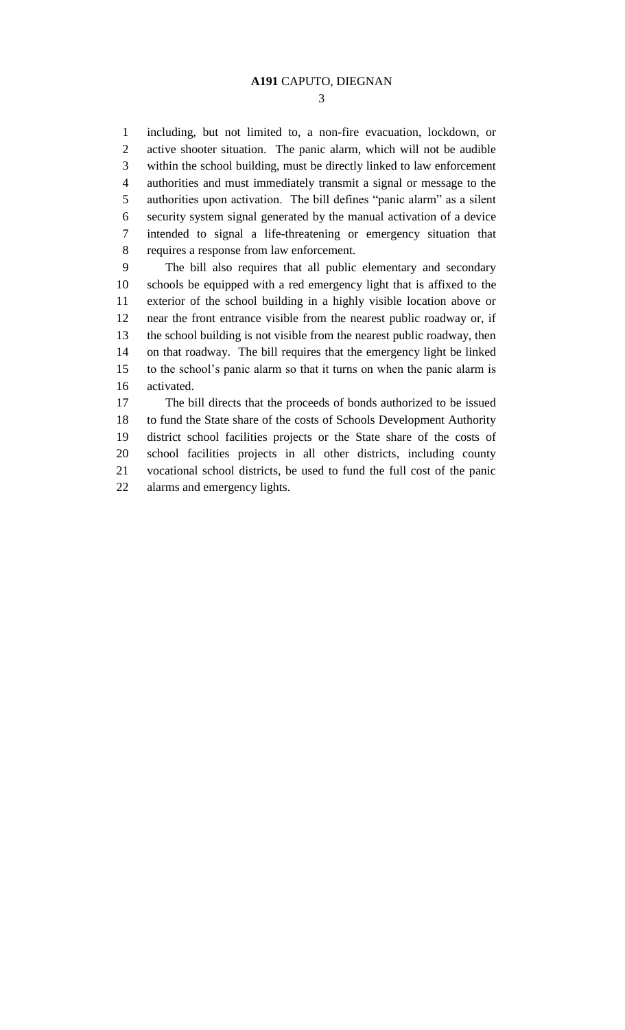including, but not limited to, a non-fire evacuation, lockdown, or active shooter situation. The panic alarm, which will not be audible within the school building, must be directly linked to law enforcement authorities and must immediately transmit a signal or message to the authorities upon activation. The bill defines "panic alarm" as a silent security system signal generated by the manual activation of a device intended to signal a life-threatening or emergency situation that requires a response from law enforcement.

The bill also requires that all public elementary and secondary schools be equipped with a red emergency light that is affixed to the exterior of the school building in a highly visible location above or near the front entrance visible from the nearest public roadway or, if the school building is not visible from the nearest public roadway, then on that roadway. The bill requires that the emergency light be linked to the school's panic alarm so that it turns on when the panic alarm is activated.

The bill directs that the proceeds of bonds authorized to be issued to fund the State share of the costs of Schools Development Authority district school facilities projects or the State share of the costs of school facilities projects in all other districts, including county vocational school districts, be used to fund the full cost of the panic alarms and emergency lights.